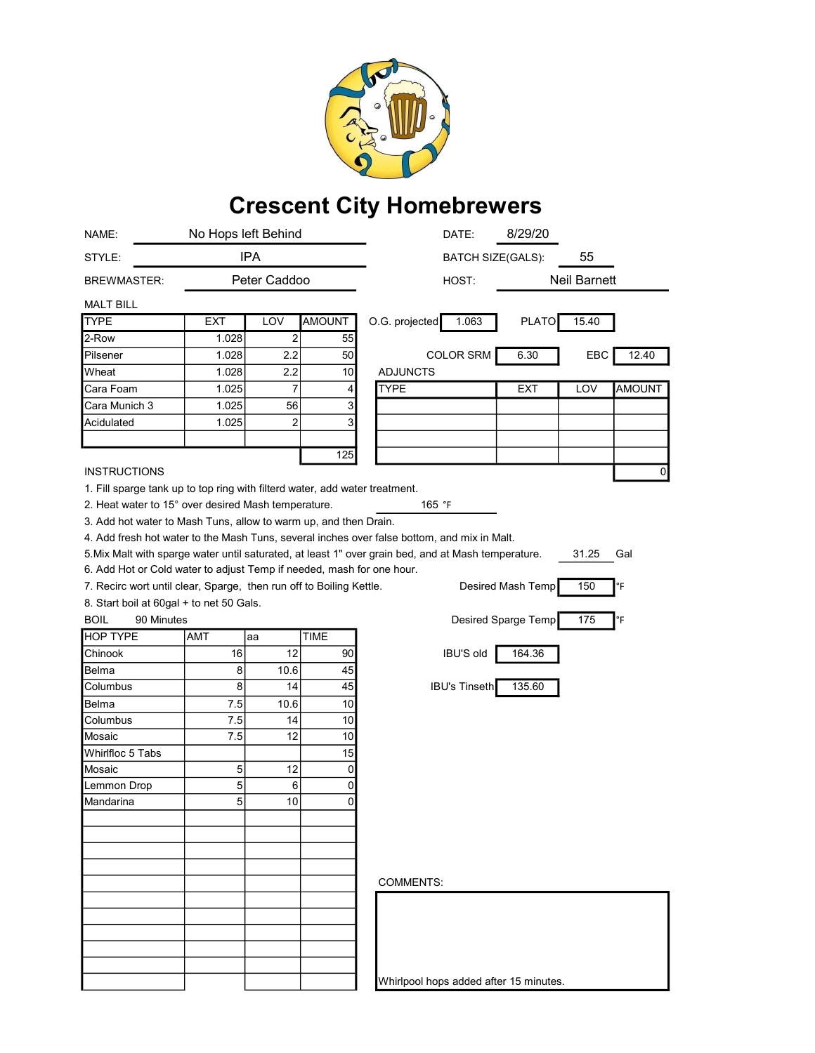# Crescent City Homebrewers

| | | | |
|---|---|---|---|
| NAME: | No Hops left Behind | DATE: | 8/29/20 |
| STYLE: | IPA | BATCH SIZE(GALS): | 55 |
| BREWMASTER: | Peter Caddoo | HOST: | Neil Barnett |

## MALT BILL

| TYPE | EXT | LOV | AMOUNT |
|---|---|---|---|
| 2-Row | 1.028 | 2 | 55 |
| Pilsener | 1.028 | 2.2 | 50 |
| Wheat | 1.028 | 2.2 | 10 |
| Cara Foam | 1.025 | 7 | 4 |
| Cara Munich 3 | 1.025 | 56 | 3 |
| Acidulated | 1.025 | 2 | 3 |
| | | | |
| | | | 125 |

O.G. projected: 1.063 PLATO: 15.40

COLOR SRM: 6.30 EBC: 12.40

## ADJUNCTS

| TYPE | EXT | LOV | AMOUNT |
|---|---|---|---|
| | | | |
| | | | |
| | | | |
| | | | |
| | | | 0 |

## INSTRUCTIONS

1. Fill sparge tank up to top ring with filterd water, add water treatment.
2. Heat water to 15° over desired Mash temperature. 165 °F
3. Add hot water to Mash Tuns, allow to warm up, and then Drain.
4. Add fresh hot water to the Mash Tuns, several inches over false bottom, and mix in Malt.
5. Mix Malt with sparge water until saturated, at least 1" over grain bed, and at Mash temperature. 31.25 Gal
6. Add Hot or Cold water to adjust Temp if needed, mash for one hour.
7. Recirc wort until clear, Sparge, then run off to Boiling Kettle.
8. Start boil at 60gal + to net 50 Gals.

Desired Mash Temp: 150 °F

Desired Sparge Temp: 175 °F

BOIL 90 Minutes

| HOP TYPE | AMT | aa | TIME |
|---|---|---|---|
| Chinook | 16 | 12 | 90 |
| Belma | 8 | 10.6 | 45 |
| Columbus | 8 | 14 | 45 |
| Belma | 7.5 | 10.6 | 10 |
| Columbus | 7.5 | 14 | 10 |
| Mosaic | 7.5 | 12 | 10 |
| Whirlfloc 5 Tabs | | | 15 |
| Mosaic | 5 | 12 | 0 |
| Lemmon Drop | 5 | 6 | 0 |
| Mandarina | 5 | 10 | 0 |

IBU'S old: 164.36

IBU's Tinseth: 135.60

COMMENTS:

Whirlpool hops added after 15 minutes.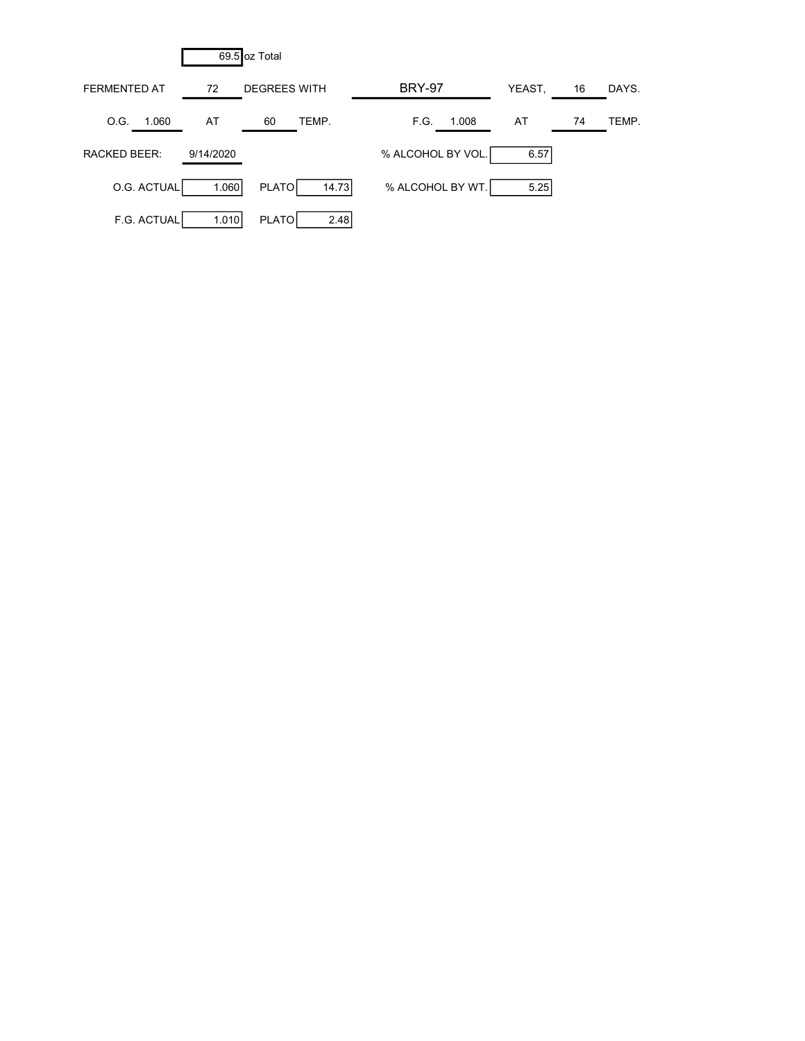69.5 oz Total

FERMENTED AT 72 DEGREES WITH BRY-97 YEAST, 16 DAYS.

O.G. 1.060 AT 60 TEMP. F.G. 1.008 AT 74 TEMP.

RACKED BEER: 9/14/2020

% ALCOHOL BY VOL. 6.57

O.G. ACTUAL 1.060 PLATO 14.73

% ALCOHOL BY WT. 5.25

F.G. ACTUAL 1.010 PLATO 2.48